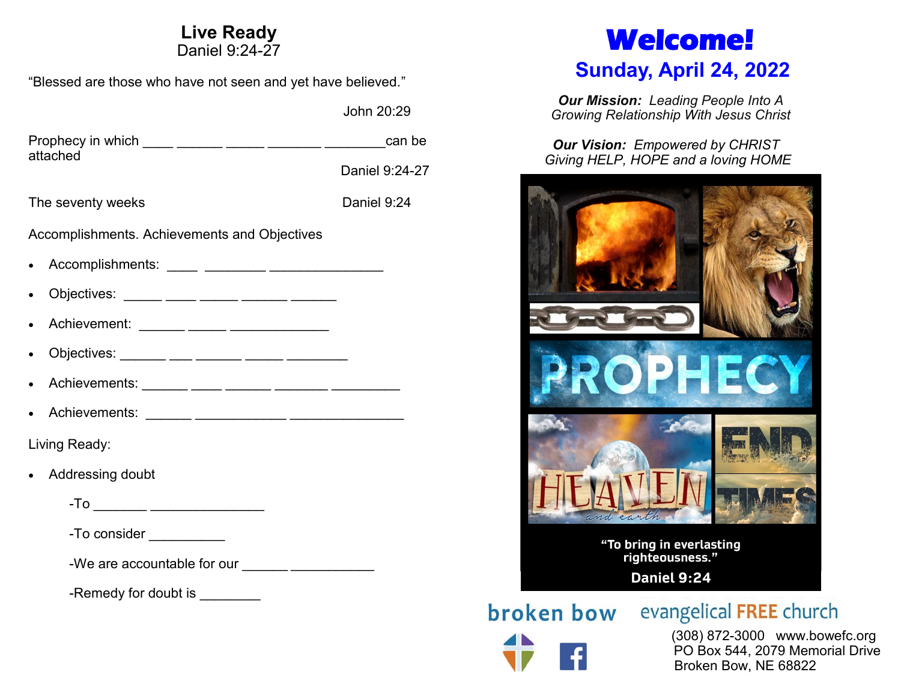# Live Ready

Daniel 9:24-27

"Blessed are those who have not seen and yet have believed."

John 20:29

Prophecy in which ____ ______ _____ _______ ________can be attached

Daniel 9:24-27

The seventy weeks — Daniel 9:24

Accomplishments. Achievements and Objectives

- Accomplishments: ____ ________ _______________
- Objectives: _____ ____ _____ ______ ______
- Achievement: ______ _____ _____________
- Objectives: ______ ___ ______ _____ ________
- Achievements: ______ ____ ______ _______ _________
- Achievements: ______ ____________ _______________

Living Ready:

- Addressing doubt

  -To _______ _______________

  -To consider __________

  -We are accountable for our ______ ___________

  -Remedy for doubt is ________

# Welcome!

## Sunday, April 24, 2022

***Our Mission:*** *Leading People Into A Growing Relationship With Jesus Christ*

***Our Vision:*** *Empowered by CHRIST Giving HELP, HOPE and a loving HOME*

PROPHECY

HEAVEN and earth

END TIMES

"To bring in everlasting righteousness."

Daniel 9:24

broken bow evangelical FREE church

(308) 872-3000 www.bowefc.org

PO Box 544, 2079 Memorial Drive

Broken Bow, NE 68822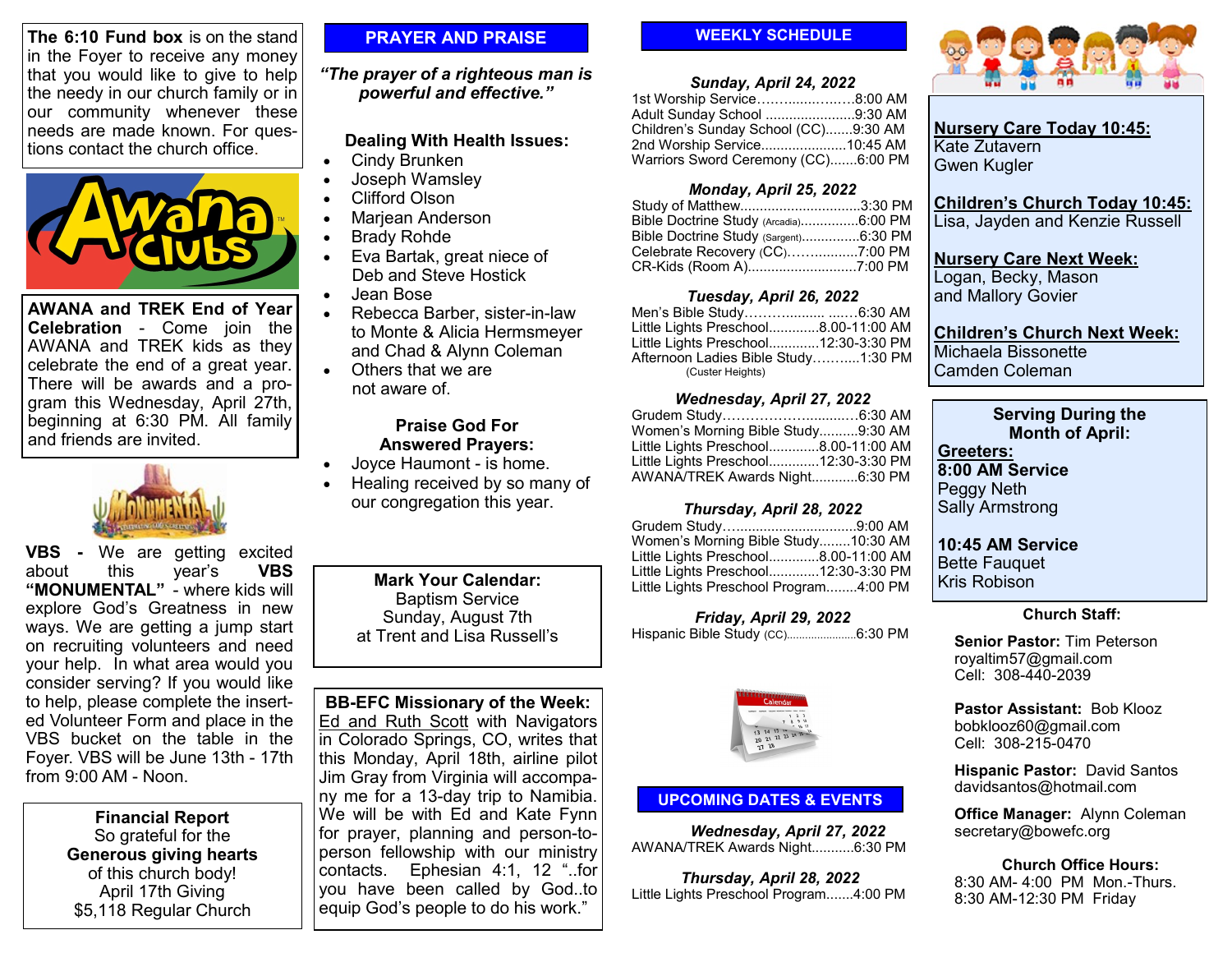**The 6:10 Fund box** is on the stand in the Foyer to receive any money that you would like to give to help the needy in our church family or in our community whenever these needs are made known. For questions contact the church office.

**AWANA and TREK End of Year Celebration** - Come join the AWANA and TREK kids as they celebrate the end of a great year. There will be awards and a program this Wednesday, April 27th, beginning at 6:30 PM. All family and friends are invited.

**VBS** - We are getting excited about this year's **VBS "MONUMENTAL"** - where kids will explore God's Greatness in new ways. We are getting a jump start on recruiting volunteers and need your help. In what area would you consider serving? If you would like to help, please complete the inserted Volunteer Form and place in the VBS bucket on the table in the Foyer. VBS will be June 13th - 17th from 9:00 AM - Noon.

**Financial Report**
So grateful for the
**Generous giving hearts**
of this church body!
April 17th Giving
$5,118 Regular Church

## PRAYER AND PRAISE

***"The prayer of a righteous man is powerful and effective."***

**Dealing With Health Issues:**

- Cindy Brunken
- Joseph Wamsley
- Clifford Olson
- Marjean Anderson
- Brady Rohde
- Eva Bartak, great niece of Deb and Steve Hostick
- Jean Bose
- Rebecca Barber, sister-in-law to Monte & Alicia Hermsmeyer and Chad & Alynn Coleman
- Others that we are not aware of.

**Praise God For Answered Prayers:**

- Joyce Haumont - is home.
- Healing received by so many of our congregation this year.

**Mark Your Calendar:**
Baptism Service
Sunday, August 7th
at Trent and Lisa Russell's

**BB-EFC Missionary of the Week:** Ed and Ruth Scott with Navigators in Colorado Springs, CO, writes that this Monday, April 18th, airline pilot Jim Gray from Virginia will accompany me for a 13-day trip to Namibia. We will be with Ed and Kate Fynn for prayer, fallowing and person-to-person fellowship with our ministry contacts. Ephesian 4:1, 12 "..for you have been called by God..to equip God's people to do his work."

## WEEKLY SCHEDULE

***Sunday, April 24, 2022***
1st Worship Service........................8:00 AM
Adult Sunday School .......................9:30 AM
Children's Sunday School (CC).......9:30 AM
2nd Worship Service......................10:45 AM
Warriors Sword Ceremony (CC).......6:00 PM

***Monday, April 25, 2022***
Study of Matthew..............................3:30 PM
Bible Doctrine Study (Arcadia)...............6:00 PM
Bible Doctrine Study (Sargent)...............6:30 PM
Celebrate Recovery (CC)..................7:00 PM
CR-Kids (Room A)............................7:00 PM

***Tuesday, April 26, 2022***
Men's Bible Study...........................6:30 AM
Little Lights Preschool............8.00-11:00 AM
Little Lights Preschool............12:30-3:30 PM
Afternoon Ladies Bible Study...........1:30 PM
(Custer Heights)

***Wednesday, April 27, 2022***
Grudem Study...................................6:30 AM
Women's Morning Bible Study..........9:30 AM
Little Lights Preschool............8.00-11:00 AM
Little Lights Preschool............12:30-3:30 PM
AWANA/TREK Awards Night............6:30 PM

***Thursday, April 28, 2022***
Grudem Study...................................9:00 AM
Women's Morning Bible Study........10:30 AM
Little Lights Preschool............8.00-11:00 AM
Little Lights Preschool............12:30-3:30 PM
Little Lights Preschool Program........4:00 PM

***Friday, April 29, 2022***
Hispanic Bible Study (CC).......................6:30 PM

## UPCOMING DATES & EVENTS

***Wednesday, April 27, 2022***
AWANA/TREK Awards Night...........6:30 PM

***Thursday, April 28, 2022***
Little Lights Preschool Program.......4:00 PM

**Nursery Care Today 10:45:**
Kate Zutavern
Gwen Kugler

**Children's Church Today 10:45:**
Lisa, Jayden and Kenzie Russell

**Nursery Care Next Week:**
Logan, Becky, Mason
and Mallory Govier

**Children's Church Next Week:**
Michaela Bissonette
Camden Coleman

**Serving During the Month of April:**

**Greeters:**
**8:00 AM Service**
Peggy Neth
Sally Armstrong

**10:45 AM Service**
Bette Fauquet
Kris Robison

**Church Staff:**

**Senior Pastor:** Tim Peterson
royaltim57@gmail.com
Cell: 308-440-2039

**Pastor Assistant:** Bob Klooz
bobklooz60@gmail.com
Cell: 308-215-0470

**Hispanic Pastor:** David Santos
davidsantos@hotmail.com

**Office Manager:** Alynn Coleman
secretary@bowefc.org

**Church Office Hours:**
8:30 AM- 4:00 PM Mon.-Thurs.
8:30 AM-12:30 PM Friday